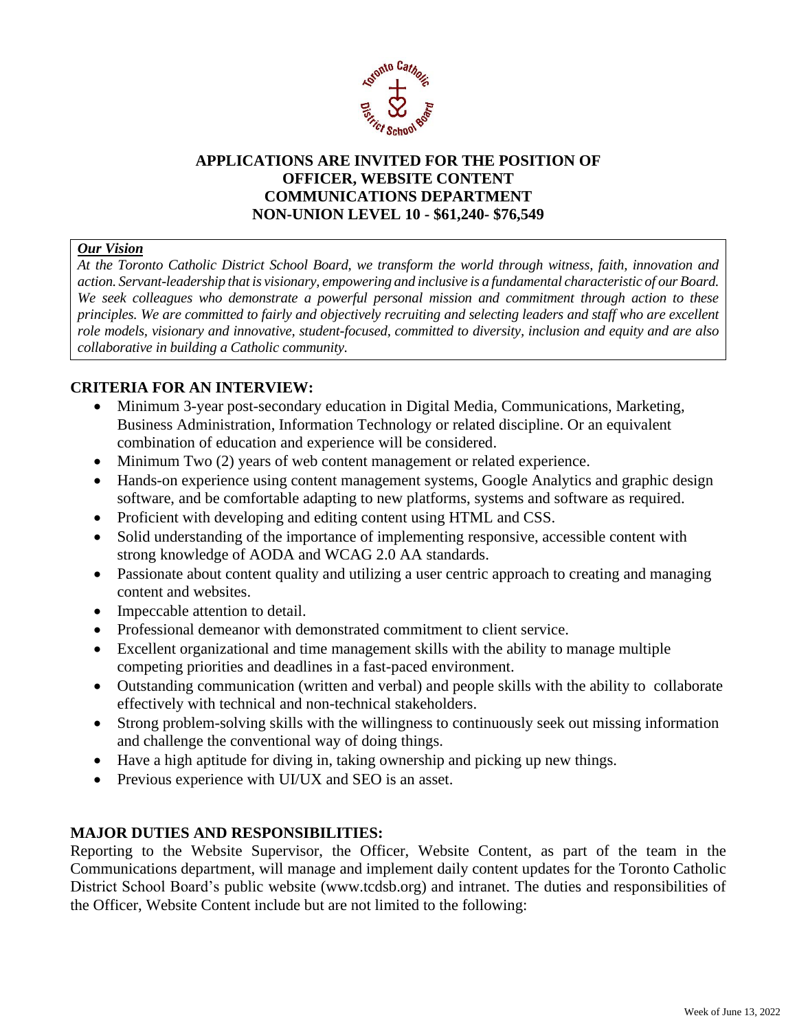**APPLICATIONS ARE INVITED FOR THE POSITION OF OFFICER, WEBSITE CONTENT COMMUNICATIONS DEPARTMENT NON-UNION LEVEL 10 - $61,240- $76,549**

***Our Vision***

*At the Toronto Catholic District School Board, we transform the world through witness, faith, innovation and action. Servant-leadership that is visionary, empowering and inclusive is a fundamental characteristic of our Board. We seek colleagues who demonstrate a powerful personal mission and commitment through action to these principles. We are committed to fairly and objectively recruiting and selecting leaders and staff who are excellent role models, visionary and innovative, student-focused, committed to diversity, inclusion and equity and are also collaborative in building a Catholic community.*

## CRITERIA FOR AN INTERVIEW:

- Minimum 3-year post-secondary education in Digital Media, Communications, Marketing, Business Administration, Information Technology or related discipline. Or an equivalent combination of education and experience will be considered.
- Minimum Two (2) years of web content management or related experience.
- Hands-on experience using content management systems, Google Analytics and graphic design software, and be comfortable adapting to new platforms, systems and software as required.
- Proficient with developing and editing content using HTML and CSS.
- Solid understanding of the importance of implementing responsive, accessible content with strong knowledge of AODA and WCAG 2.0 AA standards.
- Passionate about content quality and utilizing a user centric approach to creating and managing content and websites.
- Impeccable attention to detail.
- Professional demeanor with demonstrated commitment to client service.
- Excellent organizational and time management skills with the ability to manage multiple competing priorities and deadlines in a fast-paced environment.
- Outstanding communication (written and verbal) and people skills with the ability to collaborate effectively with technical and non-technical stakeholders.
- Strong problem-solving skills with the willingness to continuously seek out missing information and challenge the conventional way of doing things.
- Have a high aptitude for diving in, taking ownership and picking up new things.
- Previous experience with UI/UX and SEO is an asset.

## MAJOR DUTIES AND RESPONSIBILITIES:

Reporting to the Website Supervisor, the Officer, Website Content, as part of the team in the Communications department, will manage and implement daily content updates for the Toronto Catholic District School Board's public website (www.tcdsb.org) and intranet. The duties and responsibilities of the Officer, Website Content include but are not limited to the following: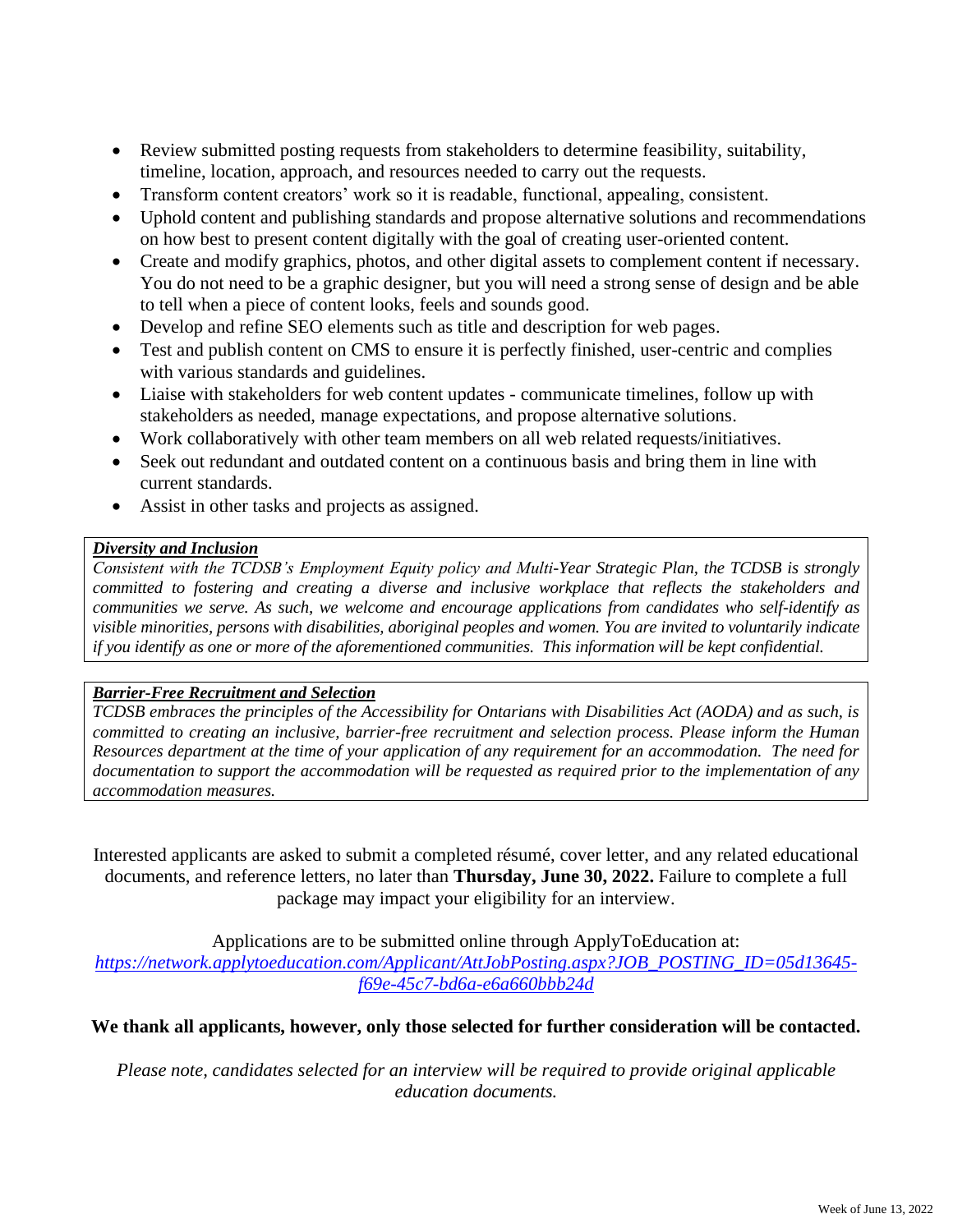- Review submitted posting requests from stakeholders to determine feasibility, suitability, timeline, location, approach, and resources needed to carry out the requests.
- Transform content creators' work so it is readable, functional, appealing, consistent.
- Uphold content and publishing standards and propose alternative solutions and recommendations on how best to present content digitally with the goal of creating user-oriented content.
- Create and modify graphics, photos, and other digital assets to complement content if necessary. You do not need to be a graphic designer, but you will need a strong sense of design and be able to tell when a piece of content looks, feels and sounds good.
- Develop and refine SEO elements such as title and description for web pages.
- Test and publish content on CMS to ensure it is perfectly finished, user-centric and complies with various standards and guidelines.
- Liaise with stakeholders for web content updates - communicate timelines, follow up with stakeholders as needed, manage expectations, and propose alternative solutions.
- Work collaboratively with other team members on all web related requests/initiatives.
- Seek out redundant and outdated content on a continuous basis and bring them in line with current standards.
- Assist in other tasks and projects as assigned.

***Diversity and Inclusion***

*Consistent with the TCDSB's Employment Equity policy and Multi-Year Strategic Plan, the TCDSB is strongly committed to fostering and creating a diverse and inclusive workplace that reflects the stakeholders and communities we serve. As such, we welcome and encourage applications from candidates who self-identify as visible minorities, persons with disabilities, aboriginal peoples and women. You are invited to voluntarily indicate if you identify as one or more of the aforementioned communities. This information will be kept confidential.*

***Barrier-Free Recruitment and Selection***

*TCDSB embraces the principles of the Accessibility for Ontarians with Disabilities Act (AODA) and as such, is committed to creating an inclusive, barrier-free recruitment and selection process. Please inform the Human Resources department at the time of your application of any requirement for an accommodation. The need for documentation to support the accommodation will be requested as required prior to the implementation of any accommodation measures.*

Interested applicants are asked to submit a completed résumé, cover letter, and any related educational documents, and reference letters, no later than **Thursday, June 30, 2022.** Failure to complete a full package may impact your eligibility for an interview.

Applications are to be submitted online through ApplyToEducation at:
*https://network.applytoeducation.com/Applicant/AttJobPosting.aspx?JOB_POSTING_ID=05d13645-f69e-45c7-bd6a-e6a660bbb24d*

**We thank all applicants, however, only those selected for further consideration will be contacted.**

*Please note, candidates selected for an interview will be required to provide original applicable education documents.*

Week of June 13, 2022